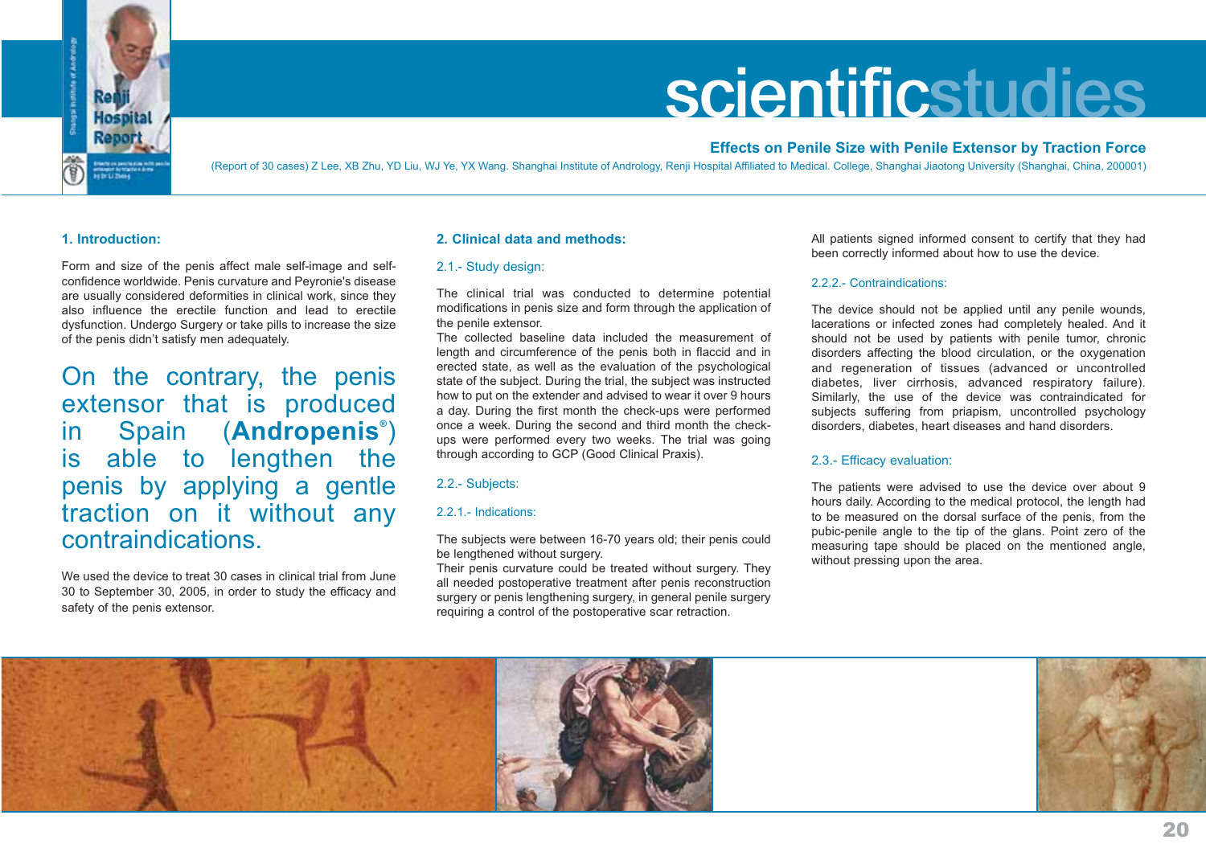# scientificstudies

## Effects on Penile Size with Penile Extensor by Traction Force

(Report of 30 cases) Z Lee, XB Zhu, YD Liu, WJ Ye, YX Wang. Shanghai Institute of Andrology, Renji Hospital Affiliated to Medical. College, Shanghai Jiaotong University (Shanghai, China, 200001)

### 1. Introduction:

Form and size of the penis affect male self-image and self-confidence worldwide. Penis curvature and Peyronie's disease are usually considered deformities in clinical work, since they also influence the erectile function and lead to erectile dysfunction. Undergo Surgery or take pills to increase the size of the penis didn't satisfy men adequately.

On the contrary, the penis extensor that is produced in Spain (**Andropenis**®) is able to lengthen the penis by applying a gentle traction on it without any contraindications.

We used the device to treat 30 cases in clinical trial from June 30 to September 30, 2005, in order to study the efficacy and safety of the penis extensor.

### 2. Clinical data and methods:

#### 2.1.- Study design:

The clinical trial was conducted to determine potential modifications in penis size and form through the application of the penile extensor.
The collected baseline data included the measurement of length and circumference of the penis both in flaccid and in erected state, as well as the evaluation of the psychological state of the subject. During the trial, the subject was instructed how to put on the extender and advised to wear it over 9 hours a day. During the first month the check-ups were performed once a week. During the second and third month the check-ups were performed every two weeks. The trial was going through according to GCP (Good Clinical Praxis).

#### 2.2.- Subjects:

##### 2.2.1.- Indications:

The subjects were between 16-70 years old; their penis could be lengthened without surgery.
Their penis curvature could be treated without surgery. They all needed postoperative treatment after penis reconstruction surgery or penis lengthening surgery, in general penile surgery requiring a control of the postoperative scar retraction.

All patients signed informed consent to certify that they had been correctly informed about how to use the device.

##### 2.2.2.- Contraindications:

The device should not be applied until any penile wounds, lacerations or infected zones had completely healed. And it should not be used by patients with penile tumor, chronic disorders affecting the blood circulation, or the oxygenation and regeneration of tissues (advanced or uncontrolled diabetes, liver cirrhosis, advanced respiratory failure). Similarly, the use of the device was contraindicated for subjects suffering from priapism, uncontrolled psychology disorders, diabetes, heart diseases and hand disorders.

#### 2.3.- Efficacy evaluation:

The patients were advised to use the device over about 9 hours daily. According to the medical protocol, the length had to be measured on the dorsal surface of the penis, from the pubic-penile angle to the tip of the glans. Point zero of the measuring tape should be placed on the mentioned angle, without pressing upon the area.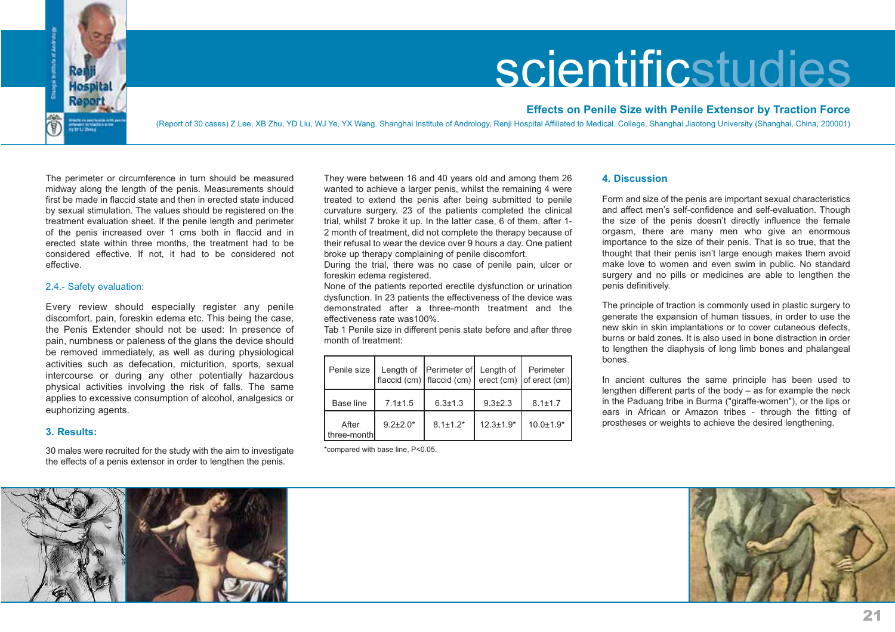# scientificstudies

## Effects on Penile Size with Penile Extensor by Traction Force

(Report of 30 cases) Z Lee, XB Zhu, YD Liu, WJ Ye, YX Wang. Shanghai Institute of Andrology, Renji Hospital Affiliated to Medical. College, Shanghai Jiaotong University (Shanghai, China, 200001)

The perimeter or circumference in turn should be measured midway along the length of the penis. Measurements should first be made in flaccid state and then in erected state induced by sexual stimulation. The values should be registered on the treatment evaluation sheet. If the penile length and perimeter of the penis increased over 1 cms both in flaccid and in erected state within three months, the treatment had to be considered effective. If not, it had to be considered not effective.

### 2.4.- Safety evaluation:

Every review should especially register any penile discomfort, pain, foreskin edema etc. This being the case, the Penis Extender should not be used: In presence of pain, numbness or paleness of the glans the device should be removed immediately, as well as during physiological activities such as defecation, micturition, sports, sexual intercourse or during any other potentially hazardous physical activities involving the risk of falls. The same applies to excessive consumption of alcohol, analgesics or euphorizing agents.

## 3. Results:

30 males were recruited for the study with the aim to investigate the effects of a penis extensor in order to lengthen the penis.

They were between 16 and 40 years old and among them 26 wanted to achieve a larger penis, whilst the remaining 4 were treated to extend the penis after being submitted to penile curvature surgery. 23 of the patients completed the clinical trial, whilst 7 broke it up. In the latter case, 6 of them, after 1-2 month of treatment, did not complete the therapy because of their refusal to wear the device over 9 hours a day. One patient broke up therapy complaining of penile discomfort.

During the trial, there was no case of penile pain, ulcer or foreskin edema registered.

None of the patients reported erectile dysfunction or urination dysfunction. In 23 patients the effectiveness of the device was demonstrated after a three-month treatment and the effectiveness rate was100%.

Tab 1 Penile size in different penis state before and after three month of treatment:

| Penile size | Length of flaccid (cm) | Perimeter of flaccid (cm) | Length of erect (cm) | Perimeter of erect (cm) |
|---|---|---|---|---|
| Base line | 7.1±1.5 | 6.3±1.3 | 9.3±2.3 | 8.1±1.7 |
| After three-month | 9.2±2.0* | 8.1±1.2* | 12.3±1.9* | 10.0±1.9* |

*compared with base line, P<0.05.

## 4. Discussion

Form and size of the penis are important sexual characteristics and affect men's self-confidence and self-evaluation. Though the size of the penis doesn't directly influence the female orgasm, there are many men who give an enormous importance to the size of their penis. That is so true, that the thought that their penis isn't large enough makes them avoid make love to women and even swim in public. No standard surgery and no pills or medicines are able to lengthen the penis definitively.

The principle of traction is commonly used in plastic surgery to generate the expansion of human tissues, in order to use the new skin in skin implantations or to cover cutaneous defects, burns or bald zones. It is also used in bone distraction in order to lengthen the diaphysis of long limb bones and phalangeal bones.

In ancient cultures the same principle has been used to lengthen different parts of the body – as for example the neck in the Paduang tribe in Burma ("giraffe-women"), or the lips or ears in African or Amazon tribes - through the fitting of prostheses or weights to achieve the desired lengthening.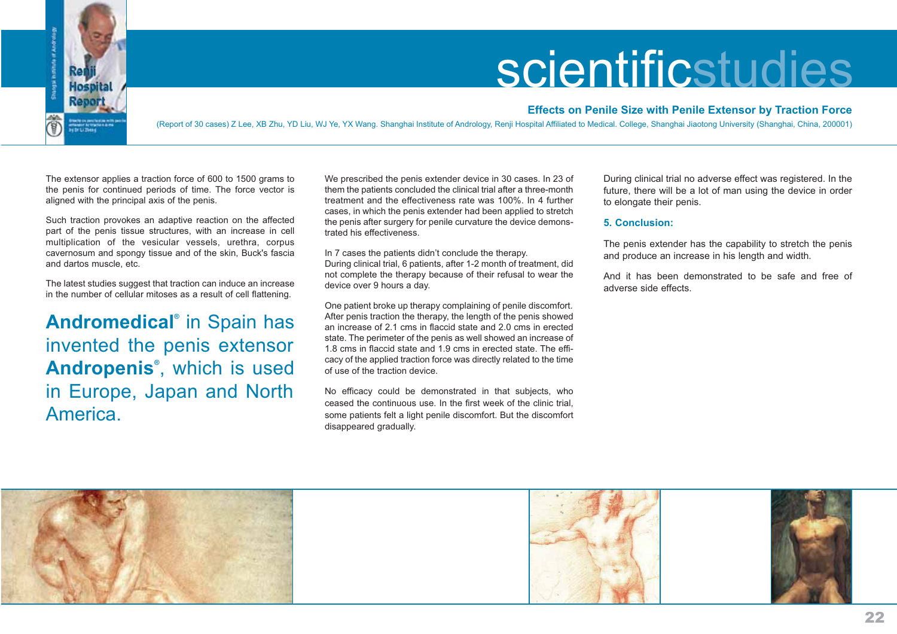# scientificstudies

## Effects on Penile Size with Penile Extensor by Traction Force

(Report of 30 cases) Z Lee, XB Zhu, YD Liu, WJ Ye, YX Wang. Shanghai Institute of Andrology, Renji Hospital Affiliated to Medical. College, Shanghai Jiaotong University (Shanghai, China, 200001)

The extensor applies a traction force of 600 to 1500 grams to the penis for continued periods of time. The force vector is aligned with the principal axis of the penis.

Such traction provokes an adaptive reaction on the affected part of the penis tissue structures, with an increase in cell multiplication of the vesicular vessels, urethra, corpus cavernosum and spongy tissue and of the skin, Buck's fascia and dartos muscle, etc.

The latest studies suggest that traction can induce an increase in the number of cellular mitoses as a result of cell flattening.

**Andromedical**® in Spain has invented the penis extensor **Andropenis**®, which is used in Europe, Japan and North America.

We prescribed the penis extender device in 30 cases. In 23 of them the patients concluded the clinical trial after a three-month treatment and the effectiveness rate was 100%. In 4 further cases, in which the penis extender had been applied to stretch the penis after surgery for penile curvature the device demonstrated his effectiveness.

In 7 cases the patients didn't conclude the therapy.
During clinical trial, 6 patients, after 1-2 month of treatment, did not complete the therapy because of their refusal to wear the device over 9 hours a day.

One patient broke up therapy complaining of penile discomfort. After penis traction the therapy, the length of the penis showed an increase of 2.1 cms in flaccid state and 2.0 cms in erected state. The perimeter of the penis as well showed an increase of 1.8 cms in flaccid state and 1.9 cms in erected state. The efficacy of the applied traction force was directly related to the time of use of the traction device.

No efficacy could be demonstrated in that subjects, who ceased the continuous use. In the first week of the clinic trial, some patients felt a light penile discomfort. But the discomfort disappeared gradually.

During clinical trial no adverse effect was registered. In the future, there will be a lot of man using the device in order to elongate their penis.

### 5. Conclusion:

The penis extender has the capability to stretch the penis and produce an increase in his length and width.

And it has been demonstrated to be safe and free of adverse side effects.